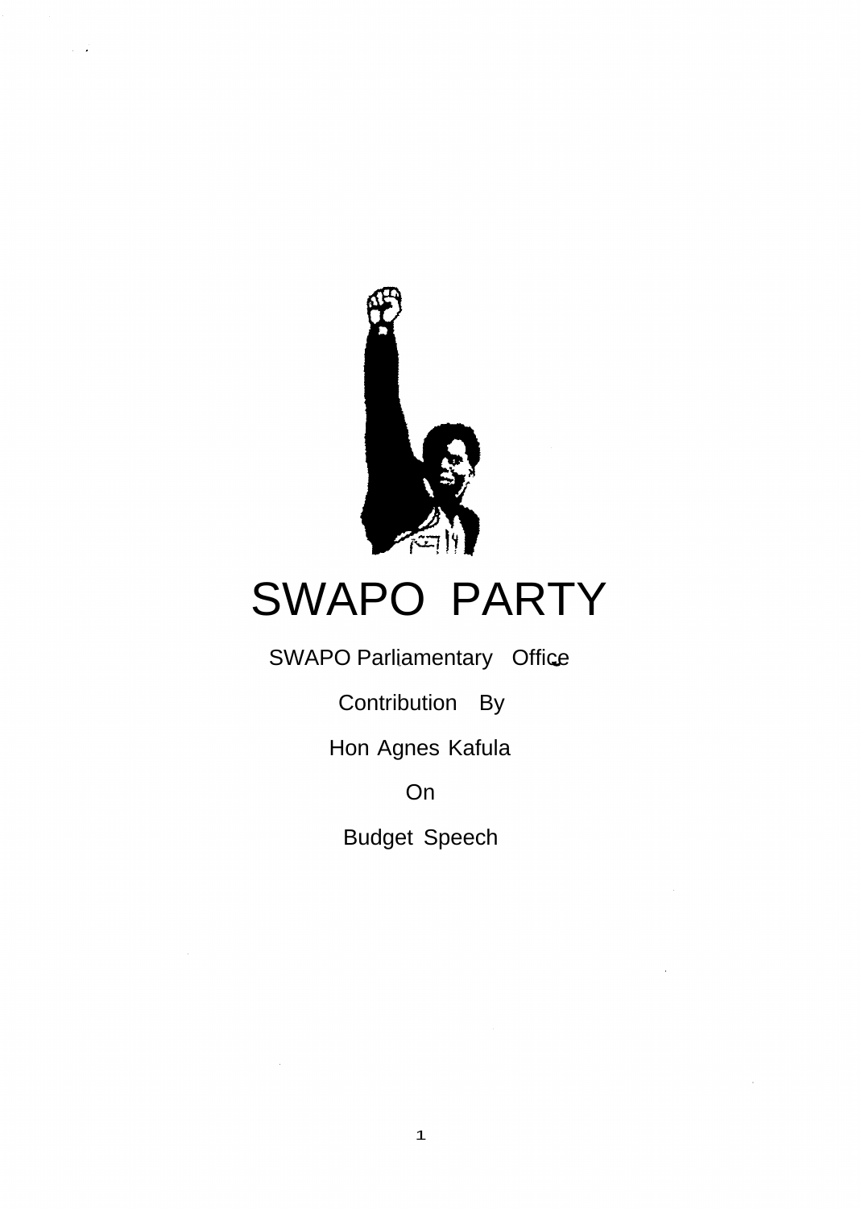# SWAPO PARTY

SWAPO Parliamentary Office

Contribution By

Hon Agnes Kafula

On

Budget Speech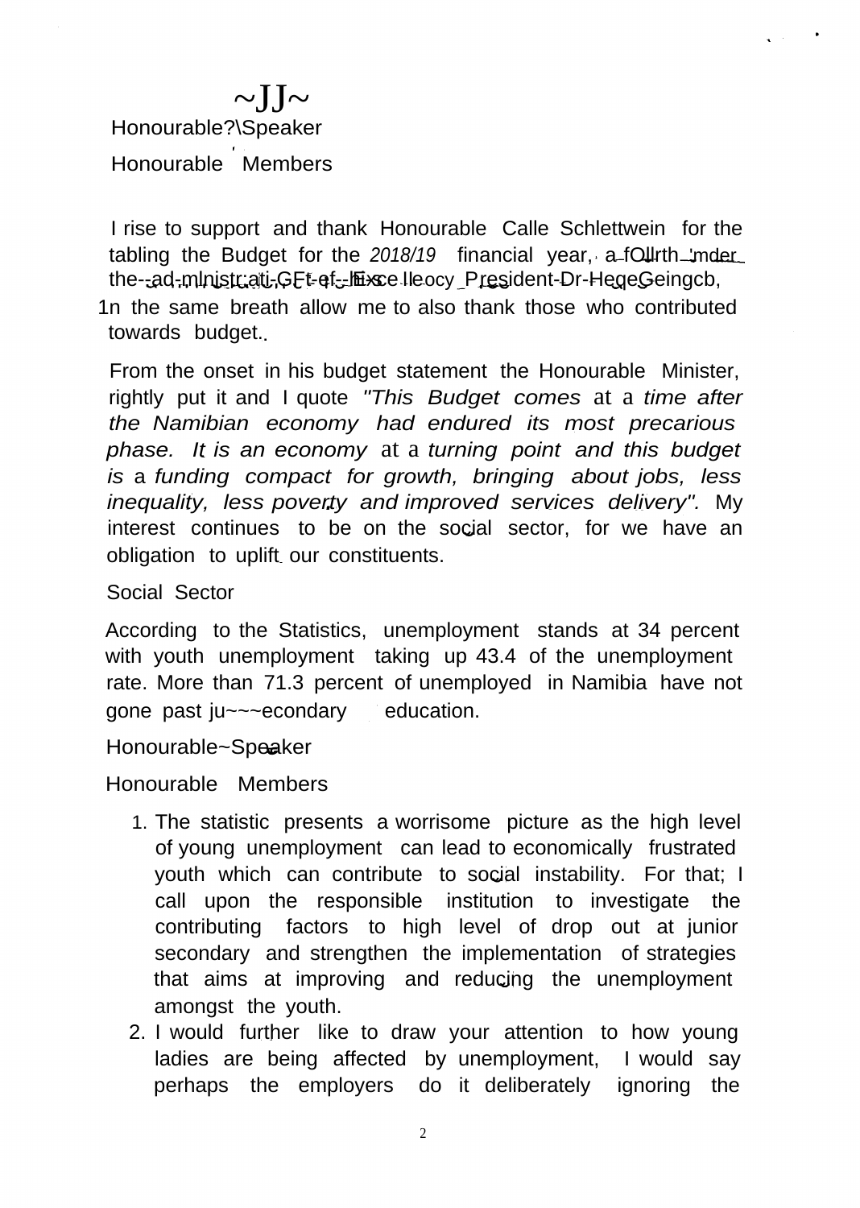~JJ~

Honourable?\Speaker

Honourable Members

I rise to support and thank Honourable Calle Schlettwein for the tabling the Budget for the *2018/19* financial year, a fOUrth 'mder the-ad-mlnistr:ati-GFt-ef--His Excellency President-Dr-HegeGeingcb, 1n the same breath allow me to also thank those who contributed towards budget..

From the onset in his budget statement the Honourable Minister, rightly put it and I quote *"This Budget comes* at a *time after the Namibian economy had endured its most precarious phase. It is an economy* at a *turning point and this budget is* a *funding compact for growth, bringing about jobs, less inequality, less poverty and improved services delivery".* My interest continues to be on the social sector, for we have an obligation to uplift our constituents.

Social Sector

According to the Statistics, unemployment stands at 34 percent with youth unemployment taking up 43.4 of the unemployment rate. More than 71.3 percent of unemployed in Namibia have not gone past ju~~~econdary education.

Honourable~Speaker

Honourable Members

1. The statistic presents a worrisome picture as the high level of young unemployment can lead to economically frustrated youth which can contribute to social instability. For that; I call upon the responsible institution to investigate the contributing factors to high level of drop out at junior secondary and strengthen the implementation of strategies that aims at improving and reducing the unemployment amongst the youth.
2. I would further like to draw your attention to how young ladies are being affected by unemployment, I would say perhaps the employers do it deliberately ignoring the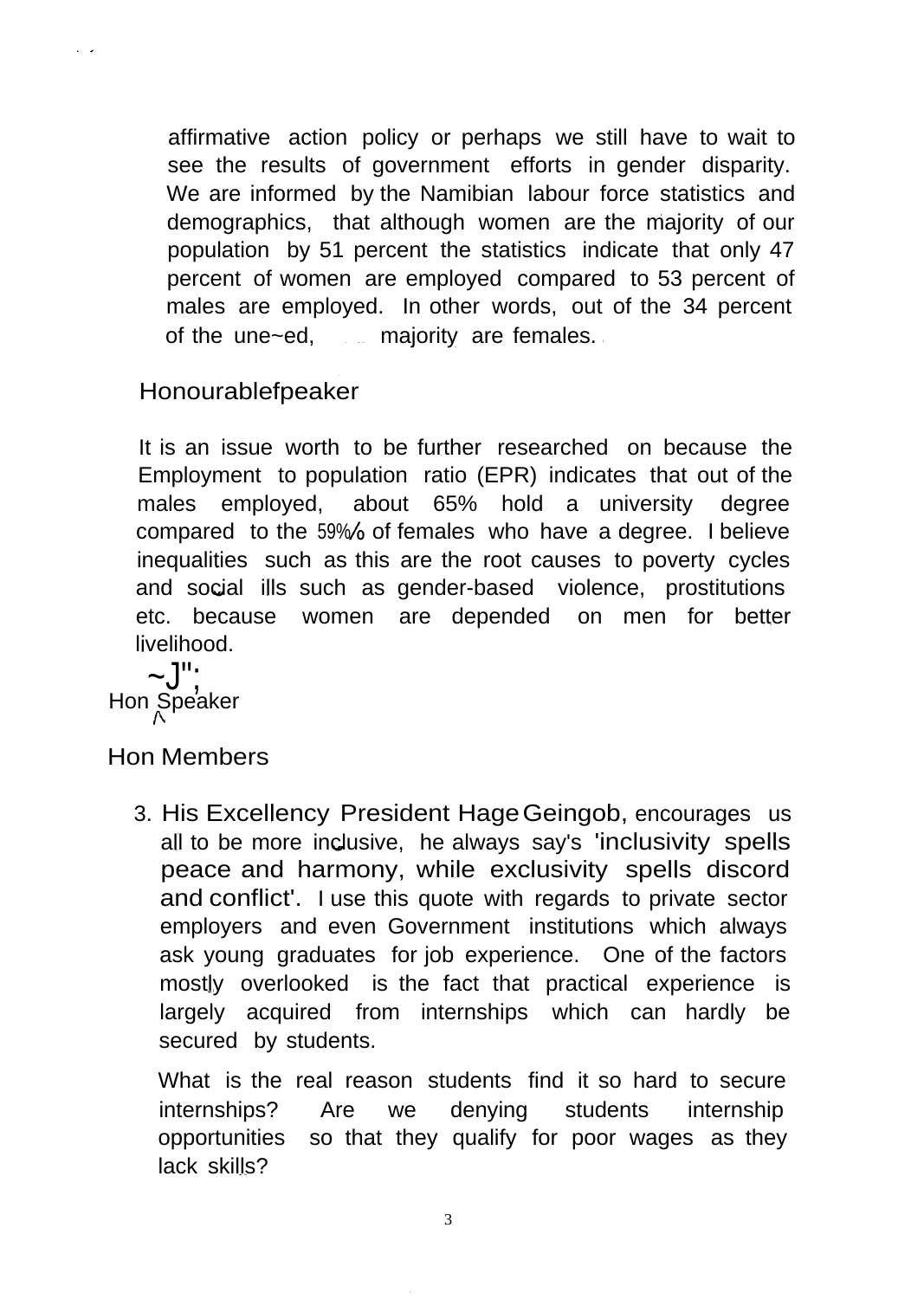affirmative action policy or perhaps we still have to wait to see the results of government efforts in gender disparity. We are informed by the Namibian labour force statistics and demographics, that although women are the majority of our population by 51 percent the statistics indicate that only 47 percent of women are employed compared to 53 percent of males are employed. In other words, out of the 34 percent of the une~ed, majority are females.

Honourablefpeaker

It is an issue worth to be further researched on because the Employment to population ratio (EPR) indicates that out of the males employed, about 65% hold a university degree compared to the 59% of females who have a degree. I believe inequalities such as this are the root causes to poverty cycles and social ills such as gender-based violence, prostitutions etc. because women are depended on men for better livelihood.

Hon Speaker

Hon Members

3. His Excellency President Hage Geingob, encourages us all to be more inclusive, he always say's 'inclusivity spells peace and harmony, while exclusivity spells discord and conflict'. I use this quote with regards to private sector employers and even Government institutions which always ask young graduates for job experience. One of the factors mostly overlooked is the fact that practical experience is largely acquired from internships which can hardly be secured by students.

   What is the real reason students find it so hard to secure internships? Are we denying students internship opportunities so that they qualify for poor wages as they lack skills?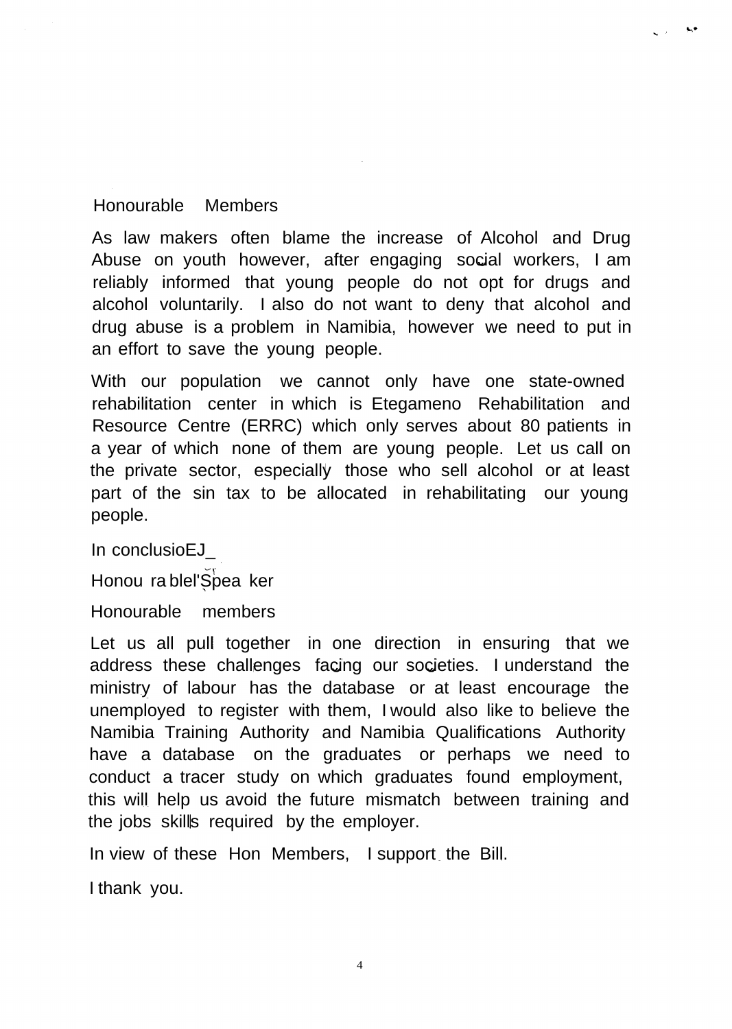Honourable Members

As law makers often blame the increase of Alcohol and Drug Abuse on youth however, after engaging social workers, I am reliably informed that young people do not opt for drugs and alcohol voluntarily. I also do not want to deny that alcohol and drug abuse is a problem in Namibia, however we need to put in an effort to save the young people.

With our population we cannot only have one state-owned rehabilitation center in which is Etegameno Rehabilitation and Resource Centre (ERRC) which only serves about 80 patients in a year of which none of them are young people. Let us call on the private sector, especially those who sell alcohol or at least part of the sin tax to be allocated in rehabilitating our young people.

In conclusioEJ_

Honou rable'Spea ker

Honourable members

Let us all pull together in one direction in ensuring that we address these challenges facing our societies. I understand the ministry of labour has the database or at least encourage the unemployed to register with them, I would also like to believe the Namibia Training Authority and Namibia Qualifications Authority have a database on the graduates or perhaps we need to conduct a tracer study on which graduates found employment, this will help us avoid the future mismatch between training and the jobs skills required by the employer.

In view of these Hon Members, I support the Bill.

I thank you.